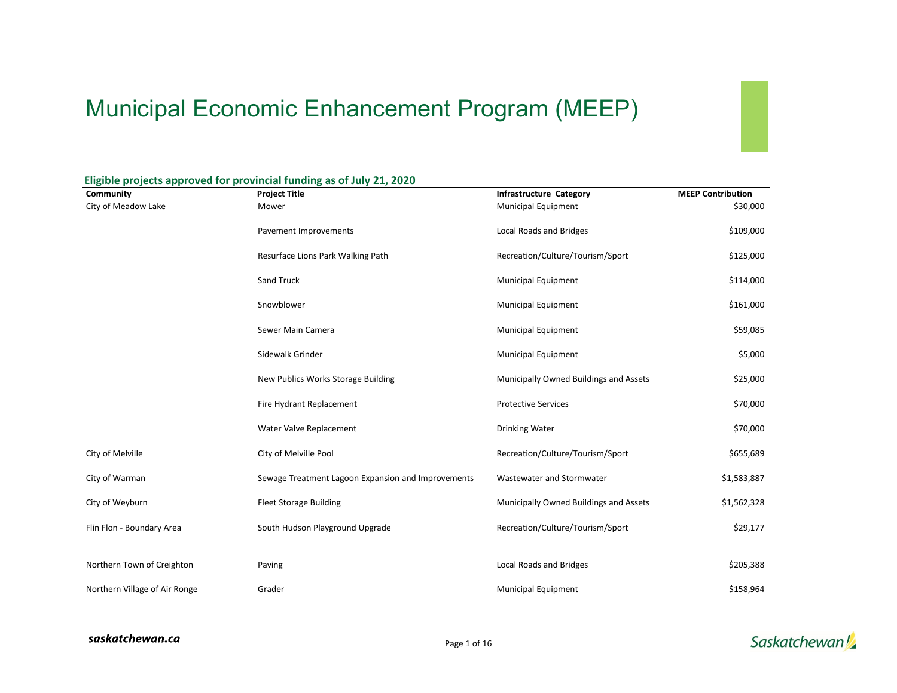# Municipal Economic Enhancement Program (MEEP)

## Eligible projects approved for provincial funding as of July 21, 2020

| Community | Project Title | Infrastructure Category | MEEP Contribution |
|---|---|---|---|
| City of Meadow Lake | Mower | Municipal Equipment | $30,000 |
| | Pavement Improvements | Local Roads and Bridges | $109,000 |
| | Resurface Lions Park Walking Path | Recreation/Culture/Tourism/Sport | $125,000 |
| | Sand Truck | Municipal Equipment | $114,000 |
| | Snowblower | Municipal Equipment | $161,000 |
| | Sewer Main Camera | Municipal Equipment | $59,085 |
| | Sidewalk Grinder | Municipal Equipment | $5,000 |
| | New Publics Works Storage Building | Municipally Owned Buildings and Assets | $25,000 |
| | Fire Hydrant Replacement | Protective Services | $70,000 |
| | Water Valve Replacement | Drinking Water | $70,000 |
| City of Melville | City of Melville Pool | Recreation/Culture/Tourism/Sport | $655,689 |
| City of Warman | Sewage Treatment Lagoon Expansion and Improvements | Wastewater and Stormwater | $1,583,887 |
| City of Weyburn | Fleet Storage Building | Municipally Owned Buildings and Assets | $1,562,328 |
| Flin Flon - Boundary Area | South Hudson Playground Upgrade | Recreation/Culture/Tourism/Sport | $29,177 |
| Northern Town of Creighton | Paving | Local Roads and Bridges | $205,388 |
| Northern Village of Air Ronge | Grader | Municipal Equipment | $158,964 |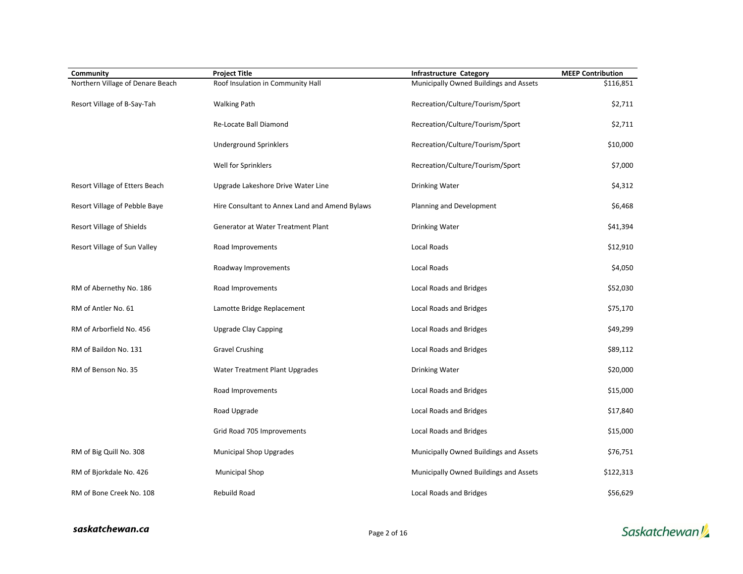| Community | Project Title | Infrastructure Category | MEEP Contribution |
|---|---|---|---|
| Northern Village of Denare Beach | Roof Insulation in Community Hall | Municipally Owned Buildings and Assets | $116,851 |
| Resort Village of B-Say-Tah | Walking Path | Recreation/Culture/Tourism/Sport | $2,711 |
| | Re-Locate Ball Diamond | Recreation/Culture/Tourism/Sport | $2,711 |
| | Underground Sprinklers | Recreation/Culture/Tourism/Sport | $10,000 |
| | Well for Sprinklers | Recreation/Culture/Tourism/Sport | $7,000 |
| Resort Village of Etters Beach | Upgrade Lakeshore Drive Water Line | Drinking Water | $4,312 |
| Resort Village of Pebble Baye | Hire Consultant to Annex Land and Amend Bylaws | Planning and Development | $6,468 |
| Resort Village of Shields | Generator at Water Treatment Plant | Drinking Water | $41,394 |
| Resort Village of Sun Valley | Road Improvements | Local Roads | $12,910 |
| | Roadway Improvements | Local Roads | $4,050 |
| RM of Abernethy No. 186 | Road Improvements | Local Roads and Bridges | $52,030 |
| RM of Antler No. 61 | Lamotte Bridge Replacement | Local Roads and Bridges | $75,170 |
| RM of Arborfield No. 456 | Upgrade Clay Capping | Local Roads and Bridges | $49,299 |
| RM of Baildon No. 131 | Gravel Crushing | Local Roads and Bridges | $89,112 |
| RM of Benson No. 35 | Water Treatment Plant Upgrades | Drinking Water | $20,000 |
| | Road Improvements | Local Roads and Bridges | $15,000 |
| | Road Upgrade | Local Roads and Bridges | $17,840 |
| | Grid Road 705 Improvements | Local Roads and Bridges | $15,000 |
| RM of Big Quill No. 308 | Municipal Shop Upgrades | Municipally Owned Buildings and Assets | $76,751 |
| RM of Bjorkdale No. 426 | Municipal Shop | Municipally Owned Buildings and Assets | $122,313 |
| RM of Bone Creek No. 108 | Rebuild Road | Local Roads and Bridges | $56,629 |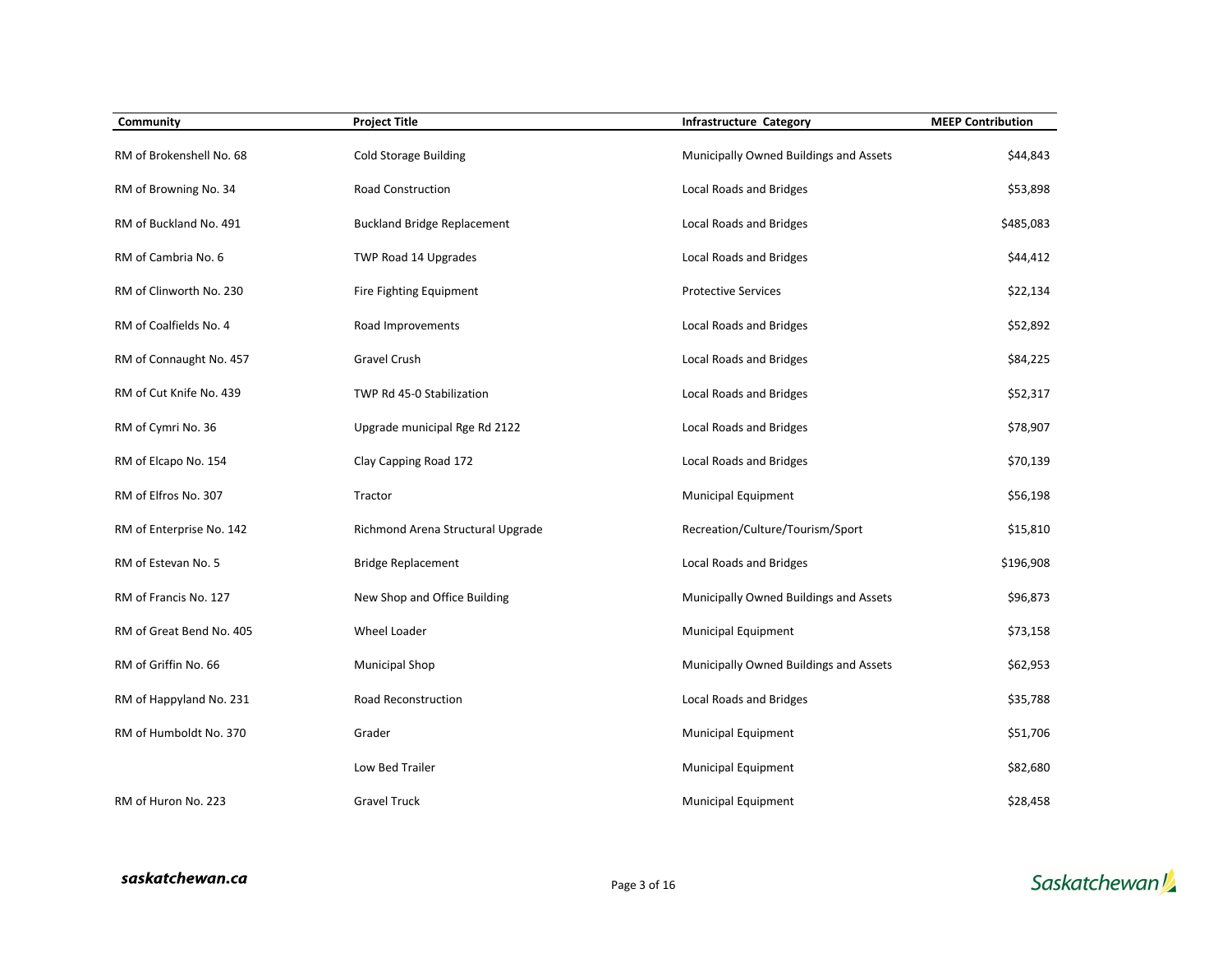| Community | Project Title | Infrastructure Category | MEEP Contribution |
|---|---|---|---|
| RM of Brokenshell No. 68 | Cold Storage Building | Municipally Owned Buildings and Assets | $44,843 |
| RM of Browning No. 34 | Road Construction | Local Roads and Bridges | $53,898 |
| RM of Buckland No. 491 | Buckland Bridge Replacement | Local Roads and Bridges | $485,083 |
| RM of Cambria No. 6 | TWP Road 14 Upgrades | Local Roads and Bridges | $44,412 |
| RM of Clinworth No. 230 | Fire Fighting Equipment | Protective Services | $22,134 |
| RM of Coalfields No. 4 | Road Improvements | Local Roads and Bridges | $52,892 |
| RM of Connaught No. 457 | Gravel Crush | Local Roads and Bridges | $84,225 |
| RM of Cut Knife No. 439 | TWP Rd 45-0 Stabilization | Local Roads and Bridges | $52,317 |
| RM of Cymri No. 36 | Upgrade municipal Rge Rd 2122 | Local Roads and Bridges | $78,907 |
| RM of Elcapo No. 154 | Clay Capping Road 172 | Local Roads and Bridges | $70,139 |
| RM of Elfros No. 307 | Tractor | Municipal Equipment | $56,198 |
| RM of Enterprise No. 142 | Richmond Arena Structural Upgrade | Recreation/Culture/Tourism/Sport | $15,810 |
| RM of Estevan No. 5 | Bridge Replacement | Local Roads and Bridges | $196,908 |
| RM of Francis No. 127 | New Shop and Office Building | Municipally Owned Buildings and Assets | $96,873 |
| RM of Great Bend No. 405 | Wheel Loader | Municipal Equipment | $73,158 |
| RM of Griffin No. 66 | Municipal Shop | Municipally Owned Buildings and Assets | $62,953 |
| RM of Happyland No. 231 | Road Reconstruction | Local Roads and Bridges | $35,788 |
| RM of Humboldt No. 370 | Grader | Municipal Equipment | $51,706 |
| | Low Bed Trailer | Municipal Equipment | $82,680 |
| RM of Huron No. 223 | Gravel Truck | Municipal Equipment | $28,458 |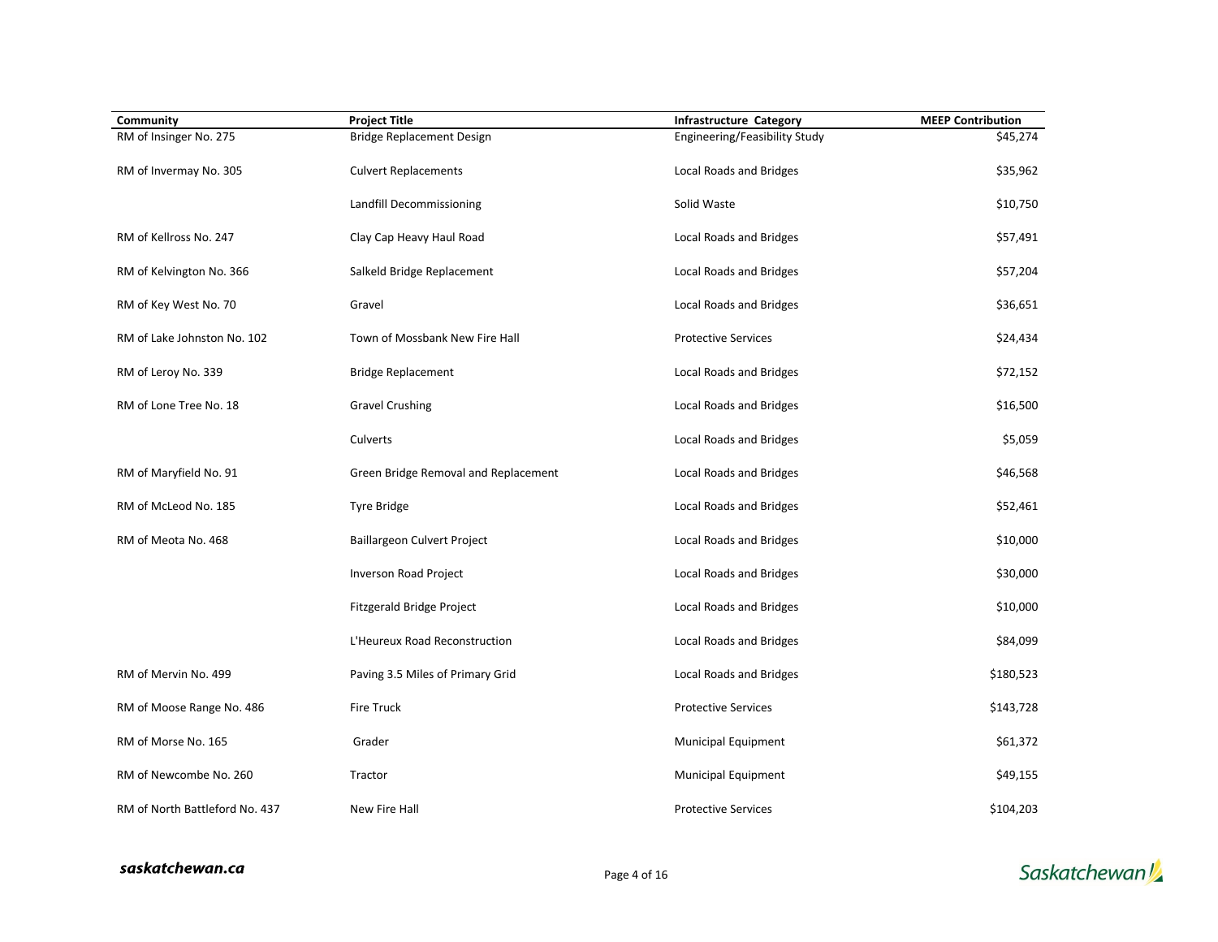| Community | Project Title | Infrastructure Category | MEEP Contribution |
|---|---|---|---|
| RM of Insinger No. 275 | Bridge Replacement Design | Engineering/Feasibility Study | $45,274 |
| RM of Invermay No. 305 | Culvert Replacements | Local Roads and Bridges | $35,962 |
| | Landfill Decommissioning | Solid Waste | $10,750 |
| RM of Kellross No. 247 | Clay Cap Heavy Haul Road | Local Roads and Bridges | $57,491 |
| RM of Kelvington No. 366 | Salkeld Bridge Replacement | Local Roads and Bridges | $57,204 |
| RM of Key West No. 70 | Gravel | Local Roads and Bridges | $36,651 |
| RM of Lake Johnston No. 102 | Town of Mossbank New Fire Hall | Protective Services | $24,434 |
| RM of Leroy No. 339 | Bridge Replacement | Local Roads and Bridges | $72,152 |
| RM of Lone Tree No. 18 | Gravel Crushing | Local Roads and Bridges | $16,500 |
| | Culverts | Local Roads and Bridges | $5,059 |
| RM of Maryfield No. 91 | Green Bridge Removal and Replacement | Local Roads and Bridges | $46,568 |
| RM of McLeod No. 185 | Tyre Bridge | Local Roads and Bridges | $52,461 |
| RM of Meota No. 468 | Baillargeon Culvert Project | Local Roads and Bridges | $10,000 |
| | Inverson Road Project | Local Roads and Bridges | $30,000 |
| | Fitzgerald Bridge Project | Local Roads and Bridges | $10,000 |
| | L'Heureux Road Reconstruction | Local Roads and Bridges | $84,099 |
| RM of Mervin No. 499 | Paving 3.5 Miles of Primary Grid | Local Roads and Bridges | $180,523 |
| RM of Moose Range No. 486 | Fire Truck | Protective Services | $143,728 |
| RM of Morse No. 165 | Grader | Municipal Equipment | $61,372 |
| RM of Newcombe No. 260 | Tractor | Municipal Equipment | $49,155 |
| RM of North Battleford No. 437 | New Fire Hall | Protective Services | $104,203 |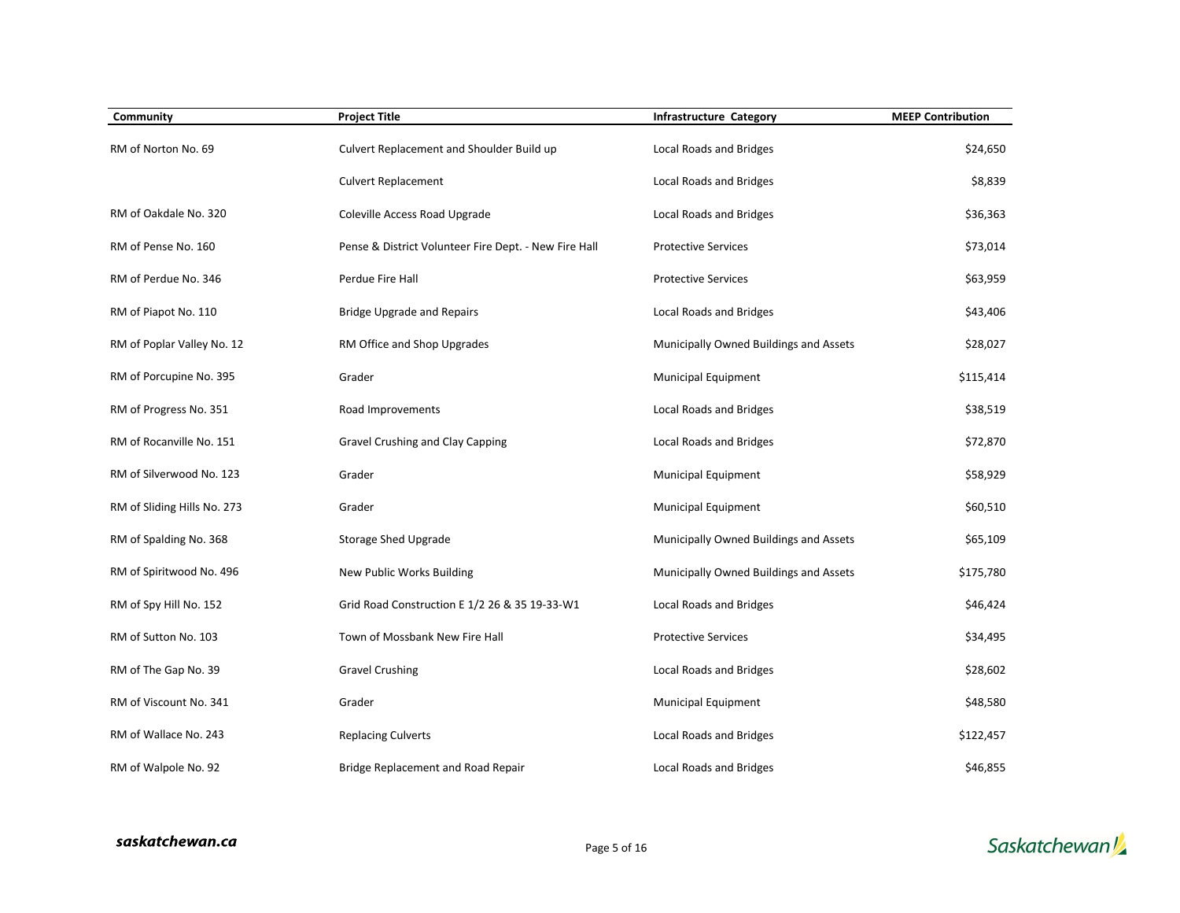| Community | Project Title | Infrastructure Category | MEEP Contribution |
|---|---|---|---|
| RM of Norton No. 69 | Culvert Replacement and Shoulder Build up | Local Roads and Bridges | $24,650 |
| | Culvert Replacement | Local Roads and Bridges | $8,839 |
| RM of Oakdale No. 320 | Coleville Access Road Upgrade | Local Roads and Bridges | $36,363 |
| RM of Pense No. 160 | Pense & District Volunteer Fire Dept. - New Fire Hall | Protective Services | $73,014 |
| RM of Perdue No. 346 | Perdue Fire Hall | Protective Services | $63,959 |
| RM of Piapot No. 110 | Bridge Upgrade and Repairs | Local Roads and Bridges | $43,406 |
| RM of Poplar Valley No. 12 | RM Office and Shop Upgrades | Municipally Owned Buildings and Assets | $28,027 |
| RM of Porcupine No. 395 | Grader | Municipal Equipment | $115,414 |
| RM of Progress No. 351 | Road Improvements | Local Roads and Bridges | $38,519 |
| RM of Rocanville No. 151 | Gravel Crushing and Clay Capping | Local Roads and Bridges | $72,870 |
| RM of Silverwood No. 123 | Grader | Municipal Equipment | $58,929 |
| RM of Sliding Hills No. 273 | Grader | Municipal Equipment | $60,510 |
| RM of Spalding No. 368 | Storage Shed Upgrade | Municipally Owned Buildings and Assets | $65,109 |
| RM of Spiritwood No. 496 | New Public Works Building | Municipally Owned Buildings and Assets | $175,780 |
| RM of Spy Hill No. 152 | Grid Road Construction E 1/2 26 & 35 19-33-W1 | Local Roads and Bridges | $46,424 |
| RM of Sutton No. 103 | Town of Mossbank New Fire Hall | Protective Services | $34,495 |
| RM of The Gap No. 39 | Gravel Crushing | Local Roads and Bridges | $28,602 |
| RM of Viscount No. 341 | Grader | Municipal Equipment | $48,580 |
| RM of Wallace No. 243 | Replacing Culverts | Local Roads and Bridges | $122,457 |
| RM of Walpole No. 92 | Bridge Replacement and Road Repair | Local Roads and Bridges | $46,855 |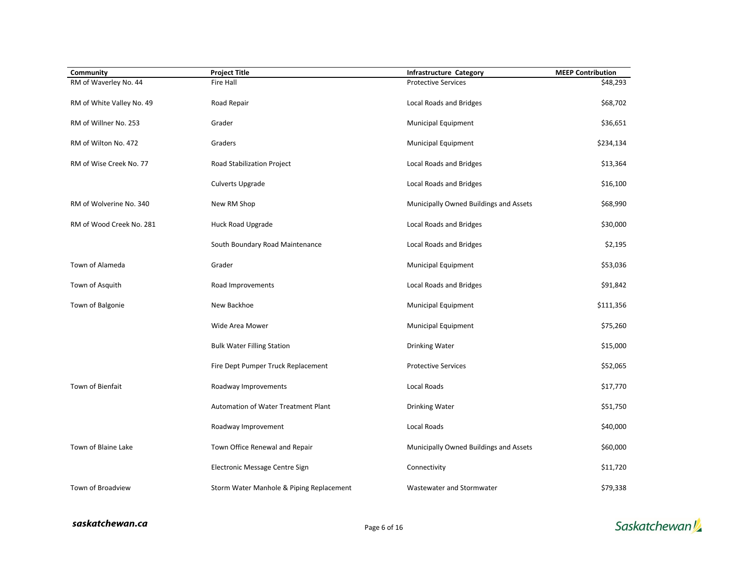| Community | Project Title | Infrastructure Category | MEEP Contribution |
| --- | --- | --- | --- |
| RM of Waverley No. 44 | Fire Hall | Protective Services | $48,293 |
| RM of White Valley No. 49 | Road Repair | Local Roads and Bridges | $68,702 |
| RM of Willner No. 253 | Grader | Municipal Equipment | $36,651 |
| RM of Wilton No. 472 | Graders | Municipal Equipment | $234,134 |
| RM of Wise Creek No. 77 | Road Stabilization Project | Local Roads and Bridges | $13,364 |
| | Culverts Upgrade | Local Roads and Bridges | $16,100 |
| RM of Wolverine No. 340 | New RM Shop | Municipally Owned Buildings and Assets | $68,990 |
| RM of Wood Creek No. 281 | Huck Road Upgrade | Local Roads and Bridges | $30,000 |
| | South Boundary Road Maintenance | Local Roads and Bridges | $2,195 |
| Town of Alameda | Grader | Municipal Equipment | $53,036 |
| Town of Asquith | Road Improvements | Local Roads and Bridges | $91,842 |
| Town of Balgonie | New Backhoe | Municipal Equipment | $111,356 |
| | Wide Area Mower | Municipal Equipment | $75,260 |
| | Bulk Water Filling Station | Drinking Water | $15,000 |
| | Fire Dept Pumper Truck Replacement | Protective Services | $52,065 |
| Town of Bienfait | Roadway Improvements | Local Roads | $17,770 |
| | Automation of Water Treatment Plant | Drinking Water | $51,750 |
| | Roadway Improvement | Local Roads | $40,000 |
| Town of Blaine Lake | Town Office Renewal and Repair | Municipally Owned Buildings and Assets | $60,000 |
| | Electronic Message Centre Sign | Connectivity | $11,720 |
| Town of Broadview | Storm Water Manhole & Piping Replacement | Wastewater and Stormwater | $79,338 |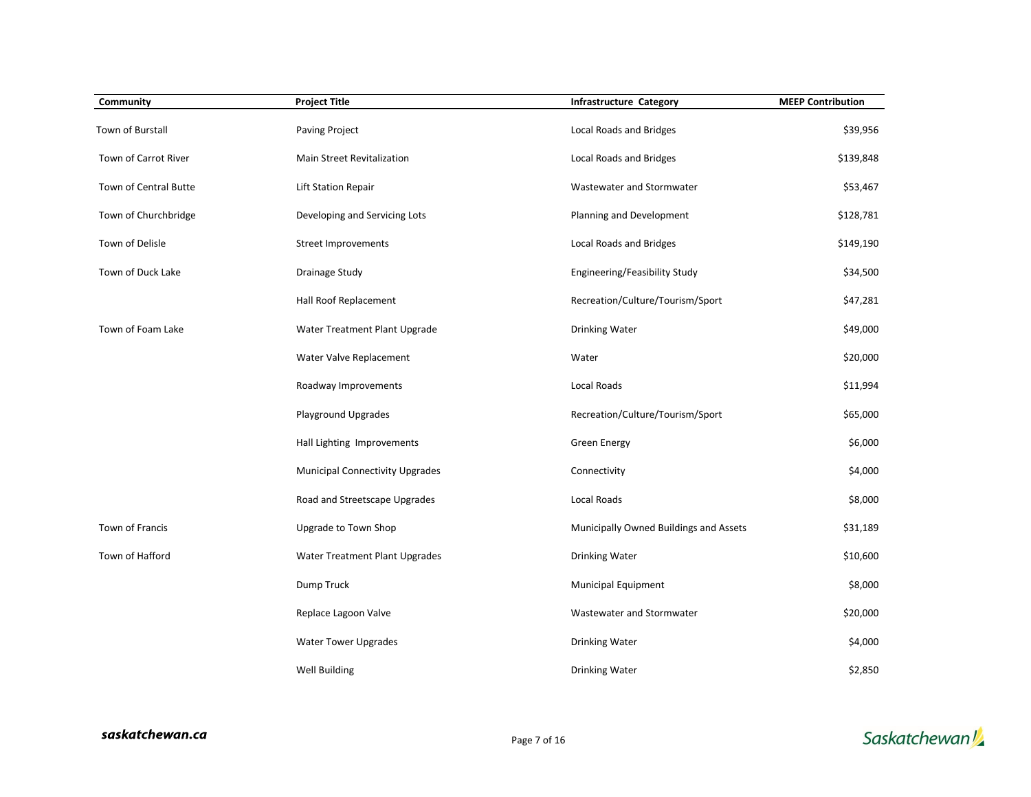| Community | Project Title | Infrastructure Category | MEEP Contribution |
|---|---|---|---|
| Town of Burstall | Paving Project | Local Roads and Bridges | $39,956 |
| Town of Carrot River | Main Street Revitalization | Local Roads and Bridges | $139,848 |
| Town of Central Butte | Lift Station Repair | Wastewater and Stormwater | $53,467 |
| Town of Churchbridge | Developing and Servicing Lots | Planning and Development | $128,781 |
| Town of Delisle | Street Improvements | Local Roads and Bridges | $149,190 |
| Town of Duck Lake | Drainage Study | Engineering/Feasibility Study | $34,500 |
| | Hall Roof Replacement | Recreation/Culture/Tourism/Sport | $47,281 |
| Town of Foam Lake | Water Treatment Plant Upgrade | Drinking Water | $49,000 |
| | Water Valve Replacement | Water | $20,000 |
| | Roadway Improvements | Local Roads | $11,994 |
| | Playground Upgrades | Recreation/Culture/Tourism/Sport | $65,000 |
| | Hall Lighting Improvements | Green Energy | $6,000 |
| | Municipal Connectivity Upgrades | Connectivity | $4,000 |
| | Road and Streetscape Upgrades | Local Roads | $8,000 |
| Town of Francis | Upgrade to Town Shop | Municipally Owned Buildings and Assets | $31,189 |
| Town of Hafford | Water Treatment Plant Upgrades | Drinking Water | $10,600 |
| | Dump Truck | Municipal Equipment | $8,000 |
| | Replace Lagoon Valve | Wastewater and Stormwater | $20,000 |
| | Water Tower Upgrades | Drinking Water | $4,000 |
| | Well Building | Drinking Water | $2,850 |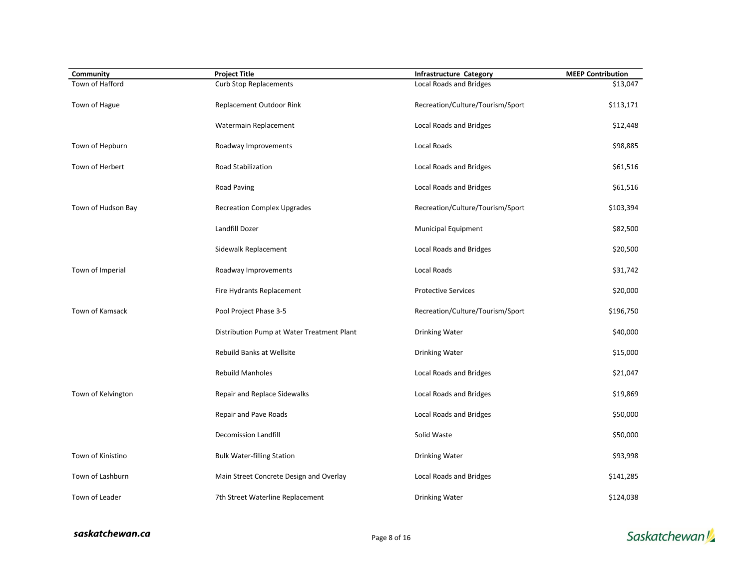| Community | Project Title | Infrastructure Category | MEEP Contribution |
| --- | --- | --- | --- |
| Town of Hafford | Curb Stop Replacements | Local Roads and Bridges | $13,047 |
| Town of Hague | Replacement Outdoor Rink | Recreation/Culture/Tourism/Sport | $113,171 |
| | Watermain Replacement | Local Roads and Bridges | $12,448 |
| Town of Hepburn | Roadway Improvements | Local Roads | $98,885 |
| Town of Herbert | Road Stabilization | Local Roads and Bridges | $61,516 |
| | Road Paving | Local Roads and Bridges | $61,516 |
| Town of Hudson Bay | Recreation Complex Upgrades | Recreation/Culture/Tourism/Sport | $103,394 |
| | Landfill Dozer | Municipal Equipment | $82,500 |
| | Sidewalk Replacement | Local Roads and Bridges | $20,500 |
| Town of Imperial | Roadway Improvements | Local Roads | $31,742 |
| | Fire Hydrants Replacement | Protective Services | $20,000 |
| Town of Kamsack | Pool Project Phase 3-5 | Recreation/Culture/Tourism/Sport | $196,750 |
| | Distribution Pump at Water Treatment Plant | Drinking Water | $40,000 |
| | Rebuild Banks at Wellsite | Drinking Water | $15,000 |
| | Rebuild Manholes | Local Roads and Bridges | $21,047 |
| Town of Kelvington | Repair and Replace Sidewalks | Local Roads and Bridges | $19,869 |
| | Repair and Pave Roads | Local Roads and Bridges | $50,000 |
| | Decomission Landfill | Solid Waste | $50,000 |
| Town of Kinistino | Bulk Water-filling Station | Drinking Water | $93,998 |
| Town of Lashburn | Main Street Concrete Design and Overlay | Local Roads and Bridges | $141,285 |
| Town of Leader | 7th Street Waterline Replacement | Drinking Water | $124,038 |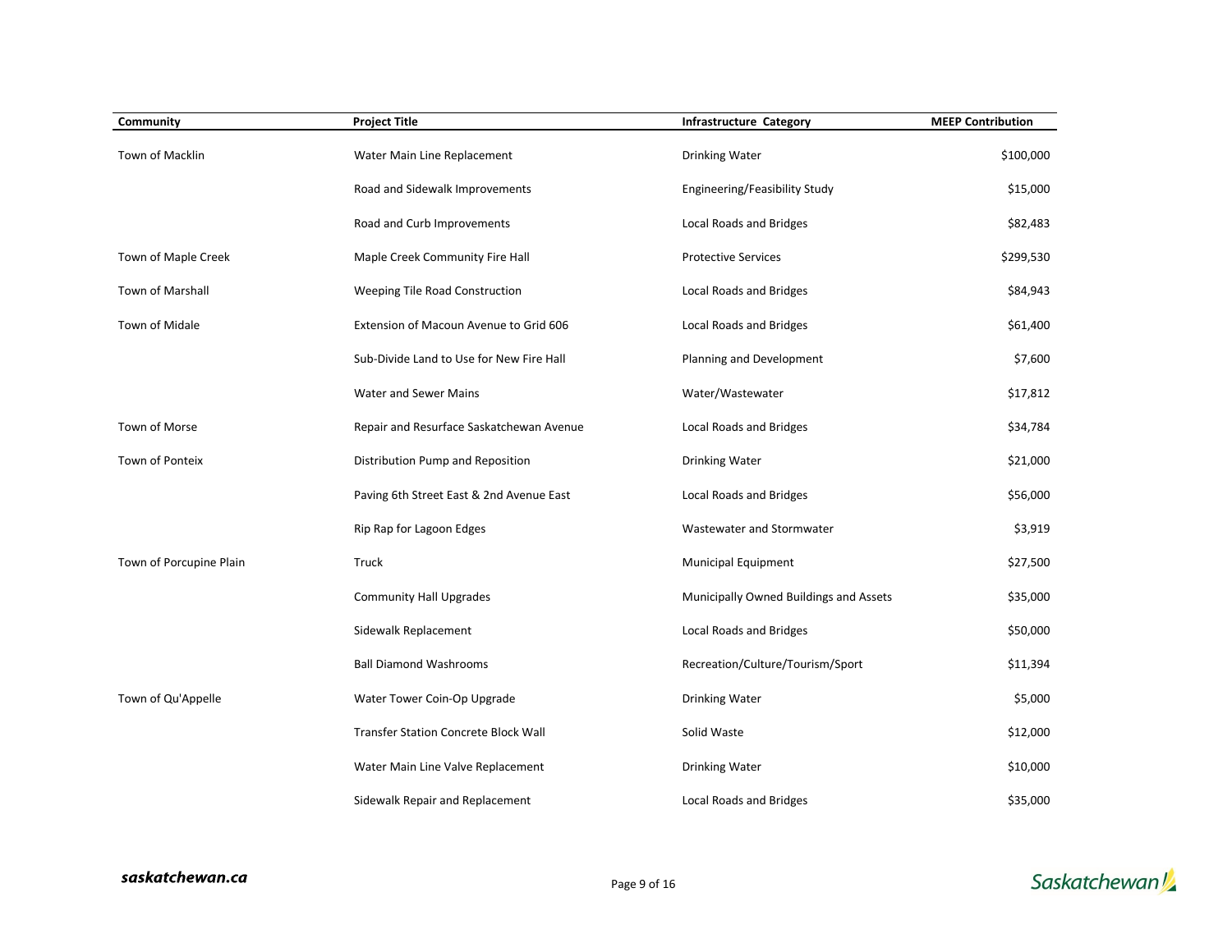| Community | Project Title | Infrastructure Category | MEEP Contribution |
| --- | --- | --- | --- |
| Town of Macklin | Water Main Line Replacement | Drinking Water | $100,000 |
| | Road and Sidewalk Improvements | Engineering/Feasibility Study | $15,000 |
| | Road and Curb Improvements | Local Roads and Bridges | $82,483 |
| Town of Maple Creek | Maple Creek Community Fire Hall | Protective Services | $299,530 |
| Town of Marshall | Weeping Tile Road Construction | Local Roads and Bridges | $84,943 |
| Town of Midale | Extension of Macoun Avenue to Grid 606 | Local Roads and Bridges | $61,400 |
| | Sub-Divide Land to Use for New Fire Hall | Planning and Development | $7,600 |
| | Water and Sewer Mains | Water/Wastewater | $17,812 |
| Town of Morse | Repair and Resurface Saskatchewan Avenue | Local Roads and Bridges | $34,784 |
| Town of Ponteix | Distribution Pump and Reposition | Drinking Water | $21,000 |
| | Paving 6th Street East & 2nd Avenue East | Local Roads and Bridges | $56,000 |
| | Rip Rap for Lagoon Edges | Wastewater and Stormwater | $3,919 |
| Town of Porcupine Plain | Truck | Municipal Equipment | $27,500 |
| | Community Hall Upgrades | Municipally Owned Buildings and Assets | $35,000 |
| | Sidewalk Replacement | Local Roads and Bridges | $50,000 |
| | Ball Diamond Washrooms | Recreation/Culture/Tourism/Sport | $11,394 |
| Town of Qu'Appelle | Water Tower Coin-Op Upgrade | Drinking Water | $5,000 |
| | Transfer Station Concrete Block Wall | Solid Waste | $12,000 |
| | Water Main Line Valve Replacement | Drinking Water | $10,000 |
| | Sidewalk Repair and Replacement | Local Roads and Bridges | $35,000 |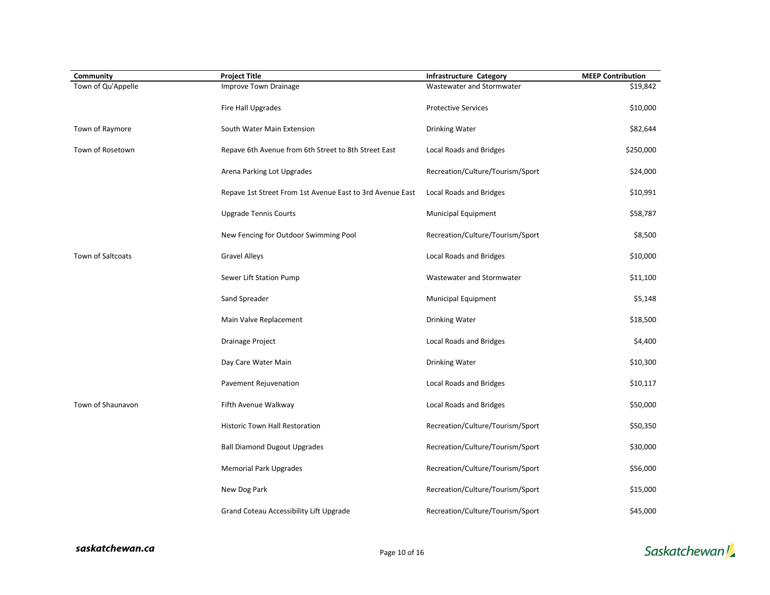| Community | Project Title | Infrastructure Category | MEEP Contribution |
|---|---|---|---|
| Town of Qu'Appelle | Improve Town Drainage | Wastewater and Stormwater | $19,842 |
| | Fire Hall Upgrades | Protective Services | $10,000 |
| Town of Raymore | South Water Main Extension | Drinking Water | $82,644 |
| Town of Rosetown | Repave 6th Avenue from 6th Street to 8th Street East | Local Roads and Bridges | $250,000 |
| | Arena Parking Lot Upgrades | Recreation/Culture/Tourism/Sport | $24,000 |
| | Repave 1st Street From 1st Avenue East to 3rd Avenue East | Local Roads and Bridges | $10,991 |
| | Upgrade Tennis Courts | Municipal Equipment | $58,787 |
| | New Fencing for Outdoor Swimming Pool | Recreation/Culture/Tourism/Sport | $8,500 |
| Town of Saltcoats | Gravel Alleys | Local Roads and Bridges | $10,000 |
| | Sewer Lift Station Pump | Wastewater and Stormwater | $11,100 |
| | Sand Spreader | Municipal Equipment | $5,148 |
| | Main Valve Replacement | Drinking Water | $18,500 |
| | Drainage Project | Local Roads and Bridges | $4,400 |
| | Day Care Water Main | Drinking Water | $10,300 |
| | Pavement Rejuvenation | Local Roads and Bridges | $10,117 |
| Town of Shaunavon | Fifth Avenue Walkway | Local Roads and Bridges | $50,000 |
| | Historic Town Hall Restoration | Recreation/Culture/Tourism/Sport | $50,350 |
| | Ball Diamond Dugout Upgrades | Recreation/Culture/Tourism/Sport | $30,000 |
| | Memorial Park Upgrades | Recreation/Culture/Tourism/Sport | $56,000 |
| | New Dog Park | Recreation/Culture/Tourism/Sport | $15,000 |
| | Grand Coteau Accessibility Lift Upgrade | Recreation/Culture/Tourism/Sport | $45,000 |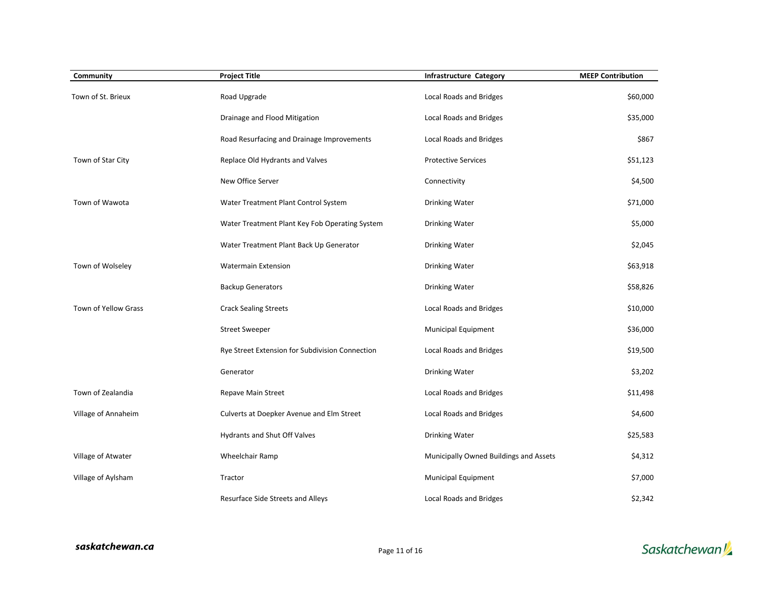| Community | Project Title | Infrastructure Category | MEEP Contribution |
|---|---|---|---|
| Town of St. Brieux | Road Upgrade | Local Roads and Bridges | $60,000 |
| | Drainage and Flood Mitigation | Local Roads and Bridges | $35,000 |
| | Road Resurfacing and Drainage Improvements | Local Roads and Bridges | $867 |
| Town of Star City | Replace Old Hydrants and Valves | Protective Services | $51,123 |
| | New Office Server | Connectivity | $4,500 |
| Town of Wawota | Water Treatment Plant Control System | Drinking Water | $71,000 |
| | Water Treatment Plant Key Fob Operating System | Drinking Water | $5,000 |
| | Water Treatment Plant Back Up Generator | Drinking Water | $2,045 |
| Town of Wolseley | Watermain Extension | Drinking Water | $63,918 |
| | Backup Generators | Drinking Water | $58,826 |
| Town of Yellow Grass | Crack Sealing Streets | Local Roads and Bridges | $10,000 |
| | Street Sweeper | Municipal Equipment | $36,000 |
| | Rye Street Extension for Subdivision Connection | Local Roads and Bridges | $19,500 |
| | Generator | Drinking Water | $3,202 |
| Town of Zealandia | Repave Main Street | Local Roads and Bridges | $11,498 |
| Village of Annaheim | Culverts at Doepker Avenue and Elm Street | Local Roads and Bridges | $4,600 |
| | Hydrants and Shut Off Valves | Drinking Water | $25,583 |
| Village of Atwater | Wheelchair Ramp | Municipally Owned Buildings and Assets | $4,312 |
| Village of Aylsham | Tractor | Municipal Equipment | $7,000 |
| | Resurface Side Streets and Alleys | Local Roads and Bridges | $2,342 |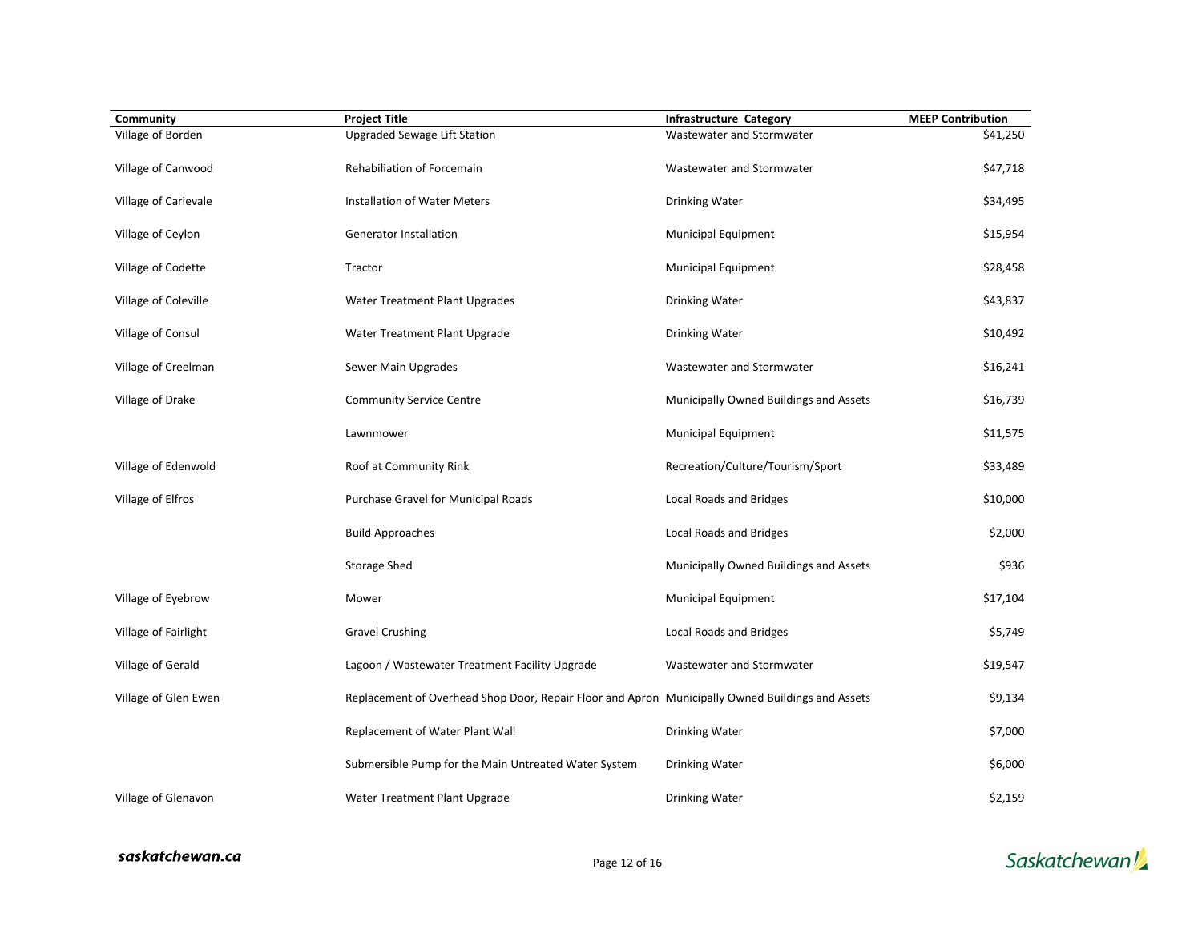| Community | Project Title | Infrastructure Category | MEEP Contribution |
| --- | --- | --- | --- |
| Village of Borden | Upgraded Sewage Lift Station | Wastewater and Stormwater | $41,250 |
| Village of Canwood | Rehabiliation of Forcemain | Wastewater and Stormwater | $47,718 |
| Village of Carievale | Installation of Water Meters | Drinking Water | $34,495 |
| Village of Ceylon | Generator Installation | Municipal Equipment | $15,954 |
| Village of Codette | Tractor | Municipal Equipment | $28,458 |
| Village of Coleville | Water Treatment Plant Upgrades | Drinking Water | $43,837 |
| Village of Consul | Water Treatment Plant Upgrade | Drinking Water | $10,492 |
| Village of Creelman | Sewer Main Upgrades | Wastewater and Stormwater | $16,241 |
| Village of Drake | Community Service Centre | Municipally Owned Buildings and Assets | $16,739 |
| | Lawnmower | Municipal Equipment | $11,575 |
| Village of Edenwold | Roof at Community Rink | Recreation/Culture/Tourism/Sport | $33,489 |
| Village of Elfros | Purchase Gravel for Municipal Roads | Local Roads and Bridges | $10,000 |
| | Build Approaches | Local Roads and Bridges | $2,000 |
| | Storage Shed | Municipally Owned Buildings and Assets | $936 |
| Village of Eyebrow | Mower | Municipal Equipment | $17,104 |
| Village of Fairlight | Gravel Crushing | Local Roads and Bridges | $5,749 |
| Village of Gerald | Lagoon / Wastewater Treatment Facility Upgrade | Wastewater and Stormwater | $19,547 |
| Village of Glen Ewen | Replacement of Overhead Shop Door, Repair Floor and Apron | Municipally Owned Buildings and Assets | $9,134 |
| | Replacement of Water Plant Wall | Drinking Water | $7,000 |
| | Submersible Pump for the Main Untreated Water System | Drinking Water | $6,000 |
| Village of Glenavon | Water Treatment Plant Upgrade | Drinking Water | $2,159 |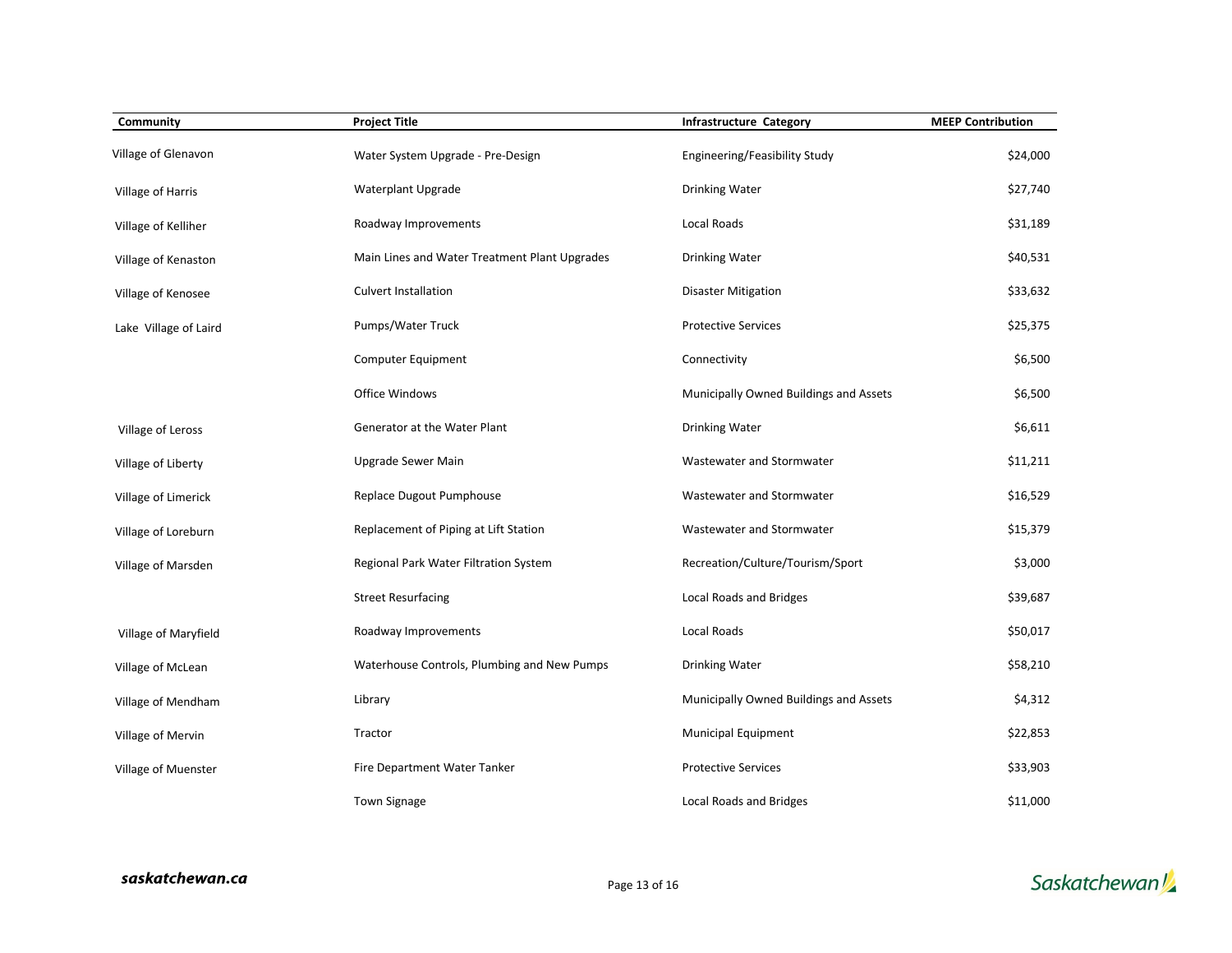| Community | Project Title | Infrastructure Category | MEEP Contribution |
|---|---|---|---|
| Village of Glenavon | Water System Upgrade - Pre-Design | Engineering/Feasibility Study | $24,000 |
| Village of Harris | Waterplant Upgrade | Drinking Water | $27,740 |
| Village of Kelliher | Roadway Improvements | Local Roads | $31,189 |
| Village of Kenaston | Main Lines and Water Treatment Plant Upgrades | Drinking Water | $40,531 |
| Village of Kenosee | Culvert Installation | Disaster Mitigation | $33,632 |
| Lake Village of Laird | Pumps/Water Truck | Protective Services | $25,375 |
| | Computer Equipment | Connectivity | $6,500 |
| | Office Windows | Municipally Owned Buildings and Assets | $6,500 |
| Village of Leross | Generator at the Water Plant | Drinking Water | $6,611 |
| Village of Liberty | Upgrade Sewer Main | Wastewater and Stormwater | $11,211 |
| Village of Limerick | Replace Dugout Pumphouse | Wastewater and Stormwater | $16,529 |
| Village of Loreburn | Replacement of Piping at Lift Station | Wastewater and Stormwater | $15,379 |
| Village of Marsden | Regional Park Water Filtration System | Recreation/Culture/Tourism/Sport | $3,000 |
| | Street Resurfacing | Local Roads and Bridges | $39,687 |
| Village of Maryfield | Roadway Improvements | Local Roads | $50,017 |
| Village of McLean | Waterhouse Controls, Plumbing and New Pumps | Drinking Water | $58,210 |
| Village of Mendham | Library | Municipally Owned Buildings and Assets | $4,312 |
| Village of Mervin | Tractor | Municipal Equipment | $22,853 |
| Village of Muenster | Fire Department Water Tanker | Protective Services | $33,903 |
| | Town Signage | Local Roads and Bridges | $11,000 |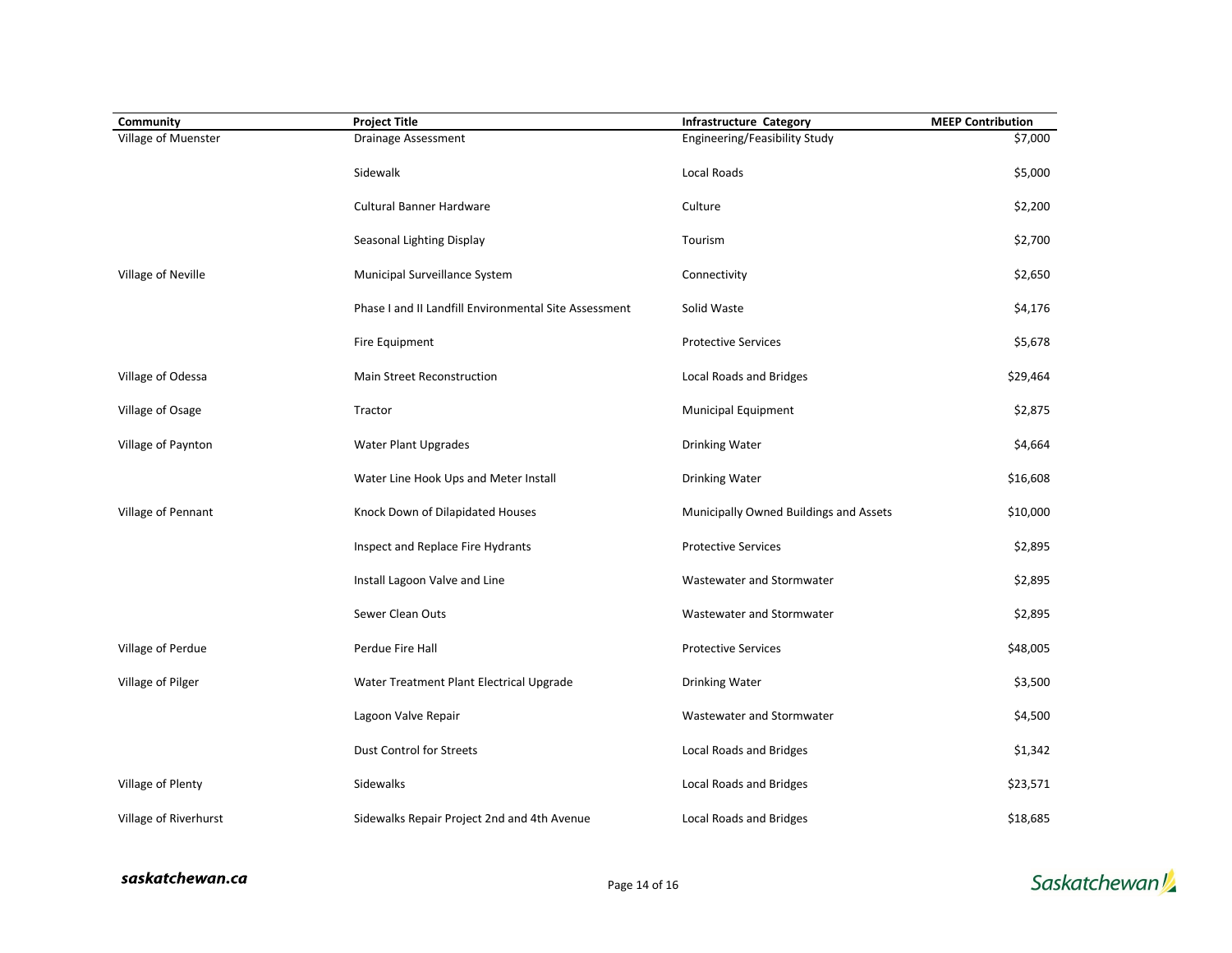| Community | Project Title | Infrastructure Category | MEEP Contribution |
|---|---|---|---|
| Village of Muenster | Drainage Assessment | Engineering/Feasibility Study | $7,000 |
| | Sidewalk | Local Roads | $5,000 |
| | Cultural Banner Hardware | Culture | $2,200 |
| | Seasonal Lighting Display | Tourism | $2,700 |
| Village of Neville | Municipal Surveillance System | Connectivity | $2,650 |
| | Phase I and II Landfill Environmental Site Assessment | Solid Waste | $4,176 |
| | Fire Equipment | Protective Services | $5,678 |
| Village of Odessa | Main Street Reconstruction | Local Roads and Bridges | $29,464 |
| Village of Osage | Tractor | Municipal Equipment | $2,875 |
| Village of Paynton | Water Plant Upgrades | Drinking Water | $4,664 |
| | Water Line Hook Ups and Meter Install | Drinking Water | $16,608 |
| Village of Pennant | Knock Down of Dilapidated Houses | Municipally Owned Buildings and Assets | $10,000 |
| | Inspect and Replace Fire Hydrants | Protective Services | $2,895 |
| | Install Lagoon Valve and Line | Wastewater and Stormwater | $2,895 |
| | Sewer Clean Outs | Wastewater and Stormwater | $2,895 |
| Village of Perdue | Perdue Fire Hall | Protective Services | $48,005 |
| Village of Pilger | Water Treatment Plant Electrical Upgrade | Drinking Water | $3,500 |
| | Lagoon Valve Repair | Wastewater and Stormwater | $4,500 |
| | Dust Control for Streets | Local Roads and Bridges | $1,342 |
| Village of Plenty | Sidewalks | Local Roads and Bridges | $23,571 |
| Village of Riverhurst | Sidewalks Repair Project 2nd and 4th Avenue | Local Roads and Bridges | $18,685 |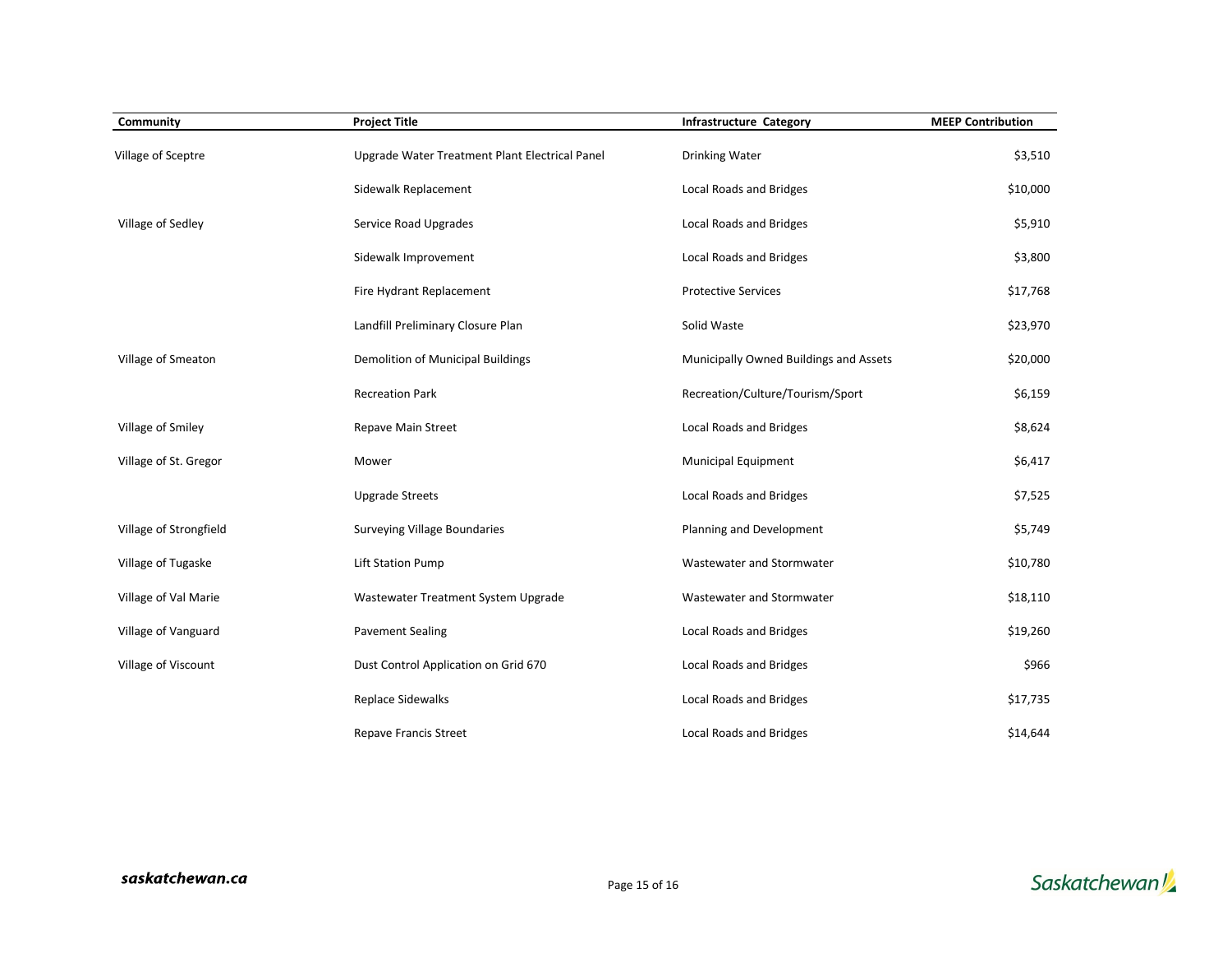| Community | Project Title | Infrastructure Category | MEEP Contribution |
| --- | --- | --- | --- |
| Village of Sceptre | Upgrade Water Treatment Plant Electrical Panel | Drinking Water | $3,510 |
| | Sidewalk Replacement | Local Roads and Bridges | $10,000 |
| Village of Sedley | Service Road Upgrades | Local Roads and Bridges | $5,910 |
| | Sidewalk Improvement | Local Roads and Bridges | $3,800 |
| | Fire Hydrant Replacement | Protective Services | $17,768 |
| | Landfill Preliminary Closure Plan | Solid Waste | $23,970 |
| Village of Smeaton | Demolition of Municipal Buildings | Municipally Owned Buildings and Assets | $20,000 |
| | Recreation Park | Recreation/Culture/Tourism/Sport | $6,159 |
| Village of Smiley | Repave Main Street | Local Roads and Bridges | $8,624 |
| Village of St. Gregor | Mower | Municipal Equipment | $6,417 |
| | Upgrade Streets | Local Roads and Bridges | $7,525 |
| Village of Strongfield | Surveying Village Boundaries | Planning and Development | $5,749 |
| Village of Tugaske | Lift Station Pump | Wastewater and Stormwater | $10,780 |
| Village of Val Marie | Wastewater Treatment System Upgrade | Wastewater and Stormwater | $18,110 |
| Village of Vanguard | Pavement Sealing | Local Roads and Bridges | $19,260 |
| Village of Viscount | Dust Control Application on Grid 670 | Local Roads and Bridges | $966 |
| | Replace Sidewalks | Local Roads and Bridges | $17,735 |
| | Repave Francis Street | Local Roads and Bridges | $14,644 |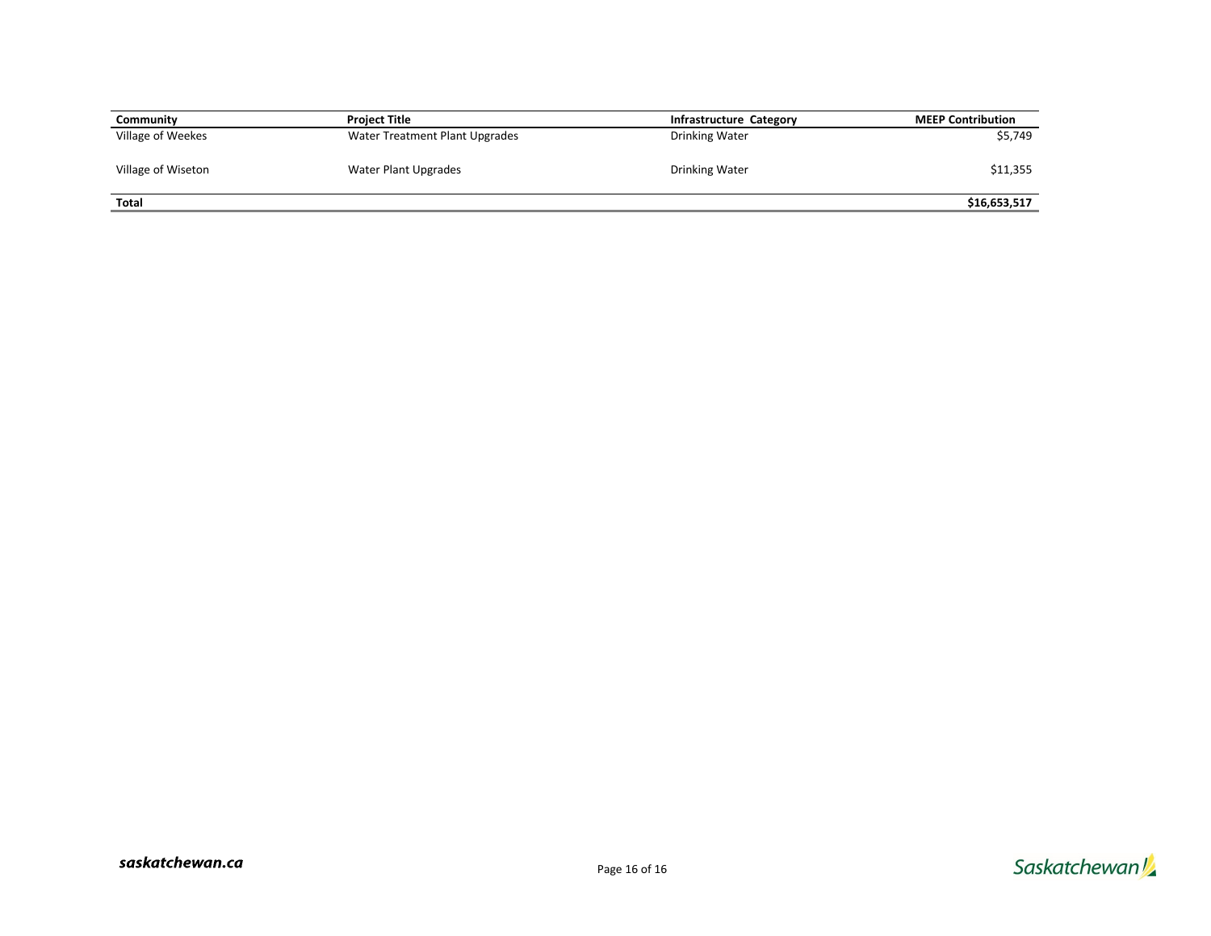| Community | Project Title | Infrastructure Category | MEEP Contribution |
|---|---|---|---|
| Village of Weekes | Water Treatment Plant Upgrades | Drinking Water | $5,749 |
| Village of Wiseton | Water Plant Upgrades | Drinking Water | $11,355 |
| **Total** | | | **$16,653,517** |